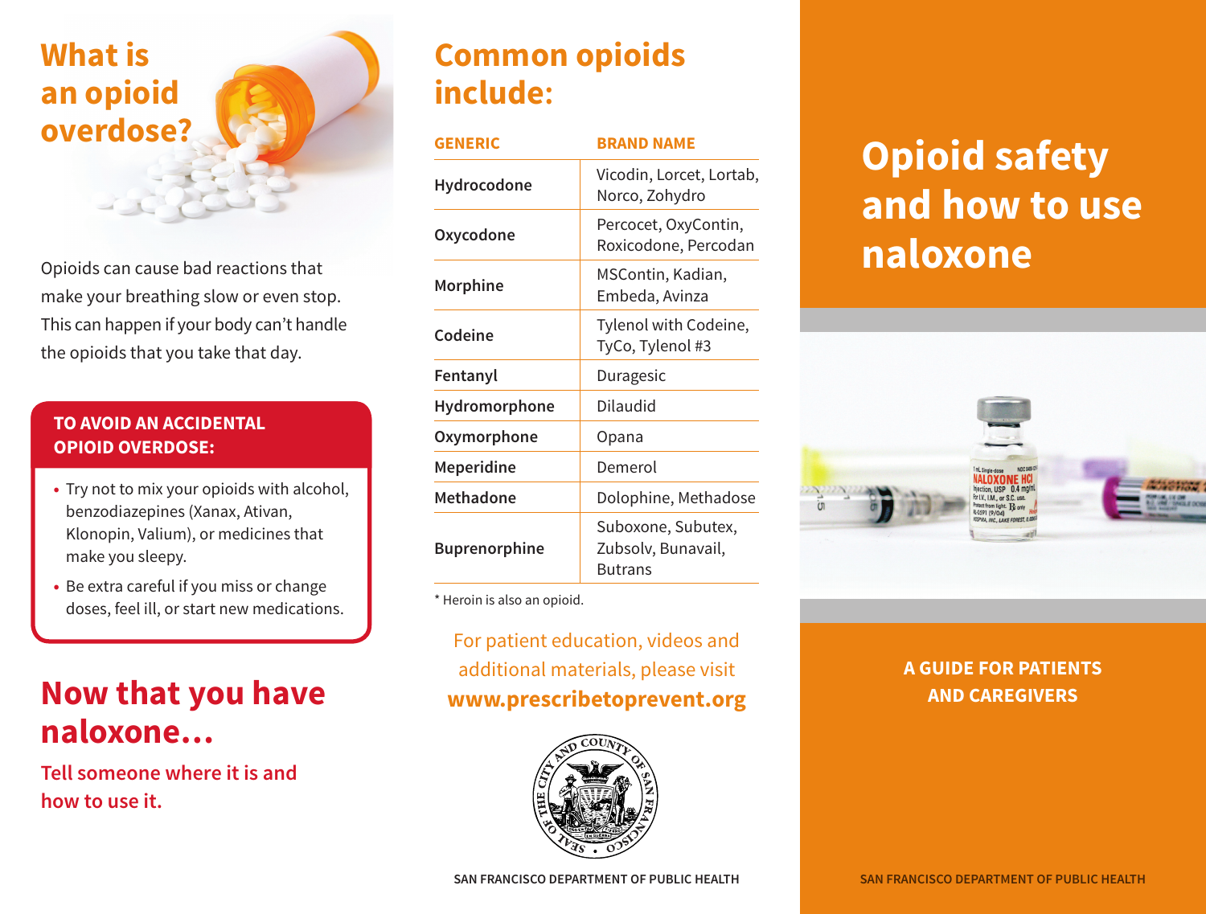## What is an opioid overdose?

Opioids can cause bad reactions that make your breathing slow or even stop. This can happen if your body can't handle the opioids that you take that day.

**TO AVOID AN ACCIDENTAL OPIOID OVERDOSE:**

- Try not to mix your opioids with alcohol, benzodiazepines (Xanax, Ativan, Klonopin, Valium), or medicines that make you sleepy.
- Be extra careful if you miss or change doses, feel ill, or start new medications.

## Now that you have naloxone...

**Tell someone where it is and how to use it.**

## Common opioids include:

| GENERIC | BRAND NAME |
| --- | --- |
| Hydrocodone | Vicodin, Lorcet, Lortab, Norco, Zohydro |
| Oxycodone | Percocet, OxyContin, Roxicodone, Percodan |
| Morphine | MSContin, Kadian, Embeda, Avinza |
| Codeine | Tylenol with Codeine, TyCo, Tylenol #3 |
| Fentanyl | Duragesic |
| Hydromorphone | Dilaudid |
| Oxymorphone | Opana |
| Meperidine | Demerol |
| Methadone | Dolophine, Methadose |
| Buprenorphine | Suboxone, Subutex, Zubsolv, Bunavail, Butrans |

* Heroin is also an opioid.

For patient education, videos and additional materials, please visit **www.prescribetoprevent.org**

SAN FRANCISCO DEPARTMENT OF PUBLIC HEALTH

# Opioid safety and how to use naloxone

**A GUIDE FOR PATIENTS AND CAREGIVERS**

SAN FRANCISCO DEPARTMENT OF PUBLIC HEALTH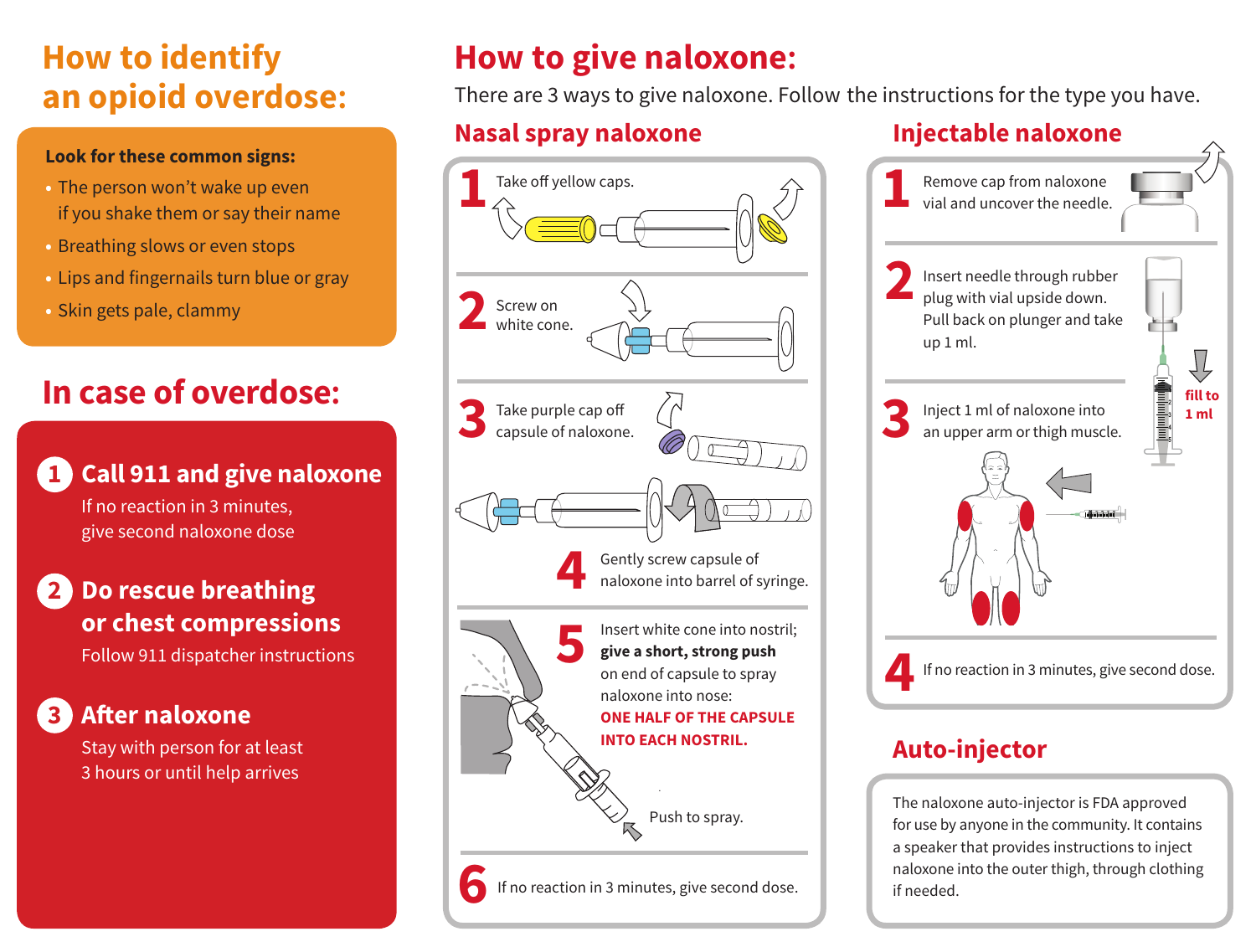## How to identify an opioid overdose:

**Look for these common signs:**

- The person won't wake up even if you shake them or say their name
- Breathing slows or even stops
- Lips and fingernails turn blue or gray
- Skin gets pale, clammy

## In case of overdose:

**1 Call 911 and give naloxone**

If no reaction in 3 minutes, give second naloxone dose

**2 Do rescue breathing or chest compressions**

Follow 911 dispatcher instructions

**3 After naloxone**

Stay with person for at least 3 hours or until help arrives

## How to give naloxone:

There are 3 ways to give naloxone. Follow the instructions for the type you have.

### Nasal spray naloxone

1. Take off yellow caps.
2. Screw on white cone.
3. Take purple cap off capsule of naloxone.
4. Gently screw capsule of naloxone into barrel of syringe.
5. Insert white cone into nostril; **give a short, strong push** on end of capsule to spray naloxone into nose: **ONE HALF OF THE CAPSULE INTO EACH NOSTRIL.**

   Push to spray.
6. If no reaction in 3 minutes, give second dose.

### Injectable naloxone

1. Remove cap from naloxone vial and uncover the needle.
2. Insert needle through rubber plug with vial upside down. Pull back on plunger and take up 1 ml.

   fill to 1 ml
3. Inject 1 ml of naloxone into an upper arm or thigh muscle.
4. If no reaction in 3 minutes, give second dose.

### Auto-injector

The naloxone auto-injector is FDA approved for use by anyone in the community. It contains a speaker that provides instructions to inject naloxone into the outer thigh, through clothing if needed.